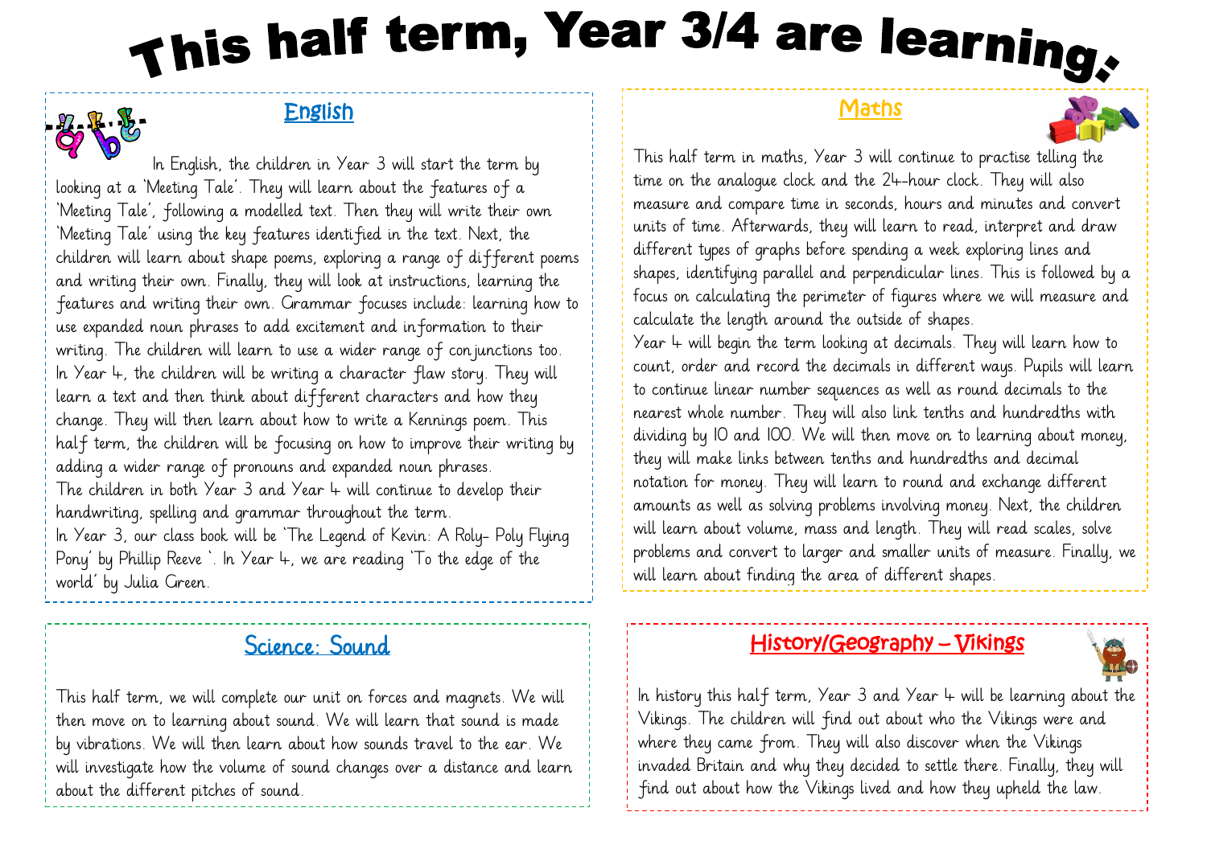# This half term, Year 3/4 are learning:

## English

In English, the children in Year 3 will start the term by looking at a 'Meeting Tale'. They will learn about the features of a 'Meeting Tale', following a modelled text. Then they will write their own 'Meeting Tale' using the key features identified in the text. Next, the children will learn about shape poems, exploring a range of different poems and writing their own. Finally, they will look at instructions, learning the features and writing their own. Grammar focuses include: learning how to use expanded noun phrases to add excitement and information to their writing. The children will learn to use a wider range of conjunctions too.

In Year 4, the children will be writing a character flaw story. They will learn a text and then think about different characters and how they change. They will then learn about how to write a Kennings poem. This half term, the children will be focusing on how to improve their writing by adding a wider range of pronouns and expanded noun phrases.

The children in both Year 3 and Year 4 will continue to develop their handwriting, spelling and grammar throughout the term.

In Year 3, our class book will be 'The Legend of Kevin: A Roly- Poly Flying Pony' by Phillip Reeve `. In Year 4, we are reading 'To the edge of the world' by Julia Green.

## Maths

This half term in maths, Year 3 will continue to practise telling the time on the analogue clock and the 24-hour clock. They will also measure and compare time in seconds, hours and minutes and convert units of time. Afterwards, they will learn to read, interpret and draw different types of graphs before spending a week exploring lines and shapes, identifying parallel and perpendicular lines. This is followed by a focus on calculating the perimeter of figures where we will measure and calculate the length around the outside of shapes.

Year 4 will begin the term looking at decimals. They will learn how to count, order and record the decimals in different ways. Pupils will learn to continue linear number sequences as well as round decimals to the nearest whole number. They will also link tenths and hundredths with dividing by 10 and 100. We will then move on to learning about money, they will make links between tenths and hundredths and decimal notation for money. They will learn to round and exchange different amounts as well as solving problems involving money. Next, the children will learn about volume, mass and length. They will read scales, solve problems and convert to larger and smaller units of measure. Finally, we will learn about finding the area of different shapes.

## Science: Sound

This half term, we will complete our unit on forces and magnets. We will then move on to learning about sound. We will learn that sound is made by vibrations. We will then learn about how sounds travel to the ear. We will investigate how the volume of sound changes over a distance and learn about the different pitches of sound.

## History/Geography – Vikings

In history this half term, Year 3 and Year 4 will be learning about the Vikings. The children will find out about who the Vikings were and where they came from. They will also discover when the Vikings invaded Britain and why they decided to settle there. Finally, they will find out about how the Vikings lived and how they upheld the law.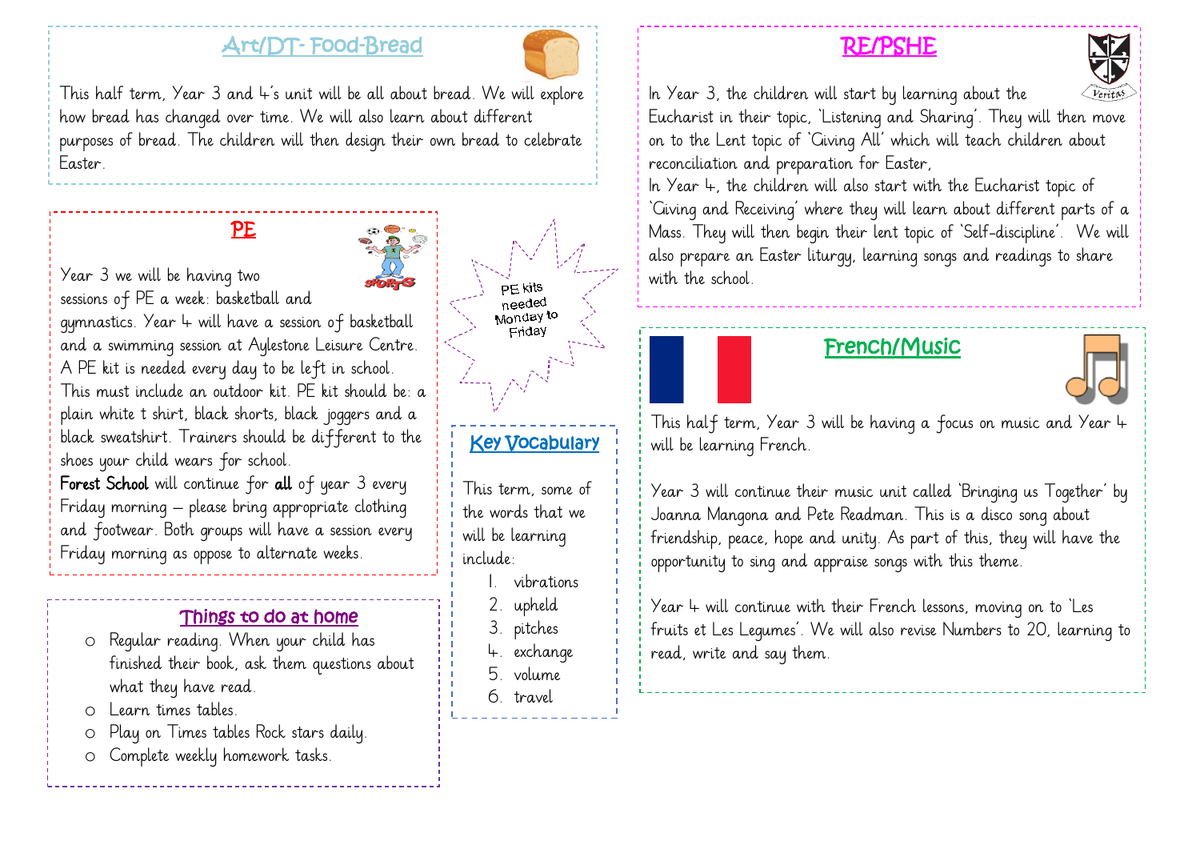## Art/DT- Food-Bread

This half term, Year 3 and 4's unit will be all about bread. We will explore how bread has changed over time. We will also learn about different purposes of bread. The children will then design their own bread to celebrate Easter.

## PE

Year 3 we will be having two sessions of PE a week: basketball and gymnastics. Year 4 will have a session of basketball and a swimming session at Aylestone Leisure Centre. A PE kit is needed every day to be left in school. This must include an outdoor kit. PE kit should be: a plain white t shirt, black shorts, black joggers and a black sweatshirt. Trainers should be different to the shoes your child wears for school.

**Forest School** will continue for **all** of year 3 every Friday morning – please bring appropriate clothing and footwear. Both groups will have a session every Friday morning as oppose to alternate weeks.

PE kits needed Monday to Friday

## Things to do at home

- Regular reading. When your child has finished their book, ask them questions about what they have read.
- Learn times tables.
- Play on Times tables Rock stars daily.
- Complete weekly homework tasks.

## Key Vocabulary

This term, some of the words that we will be learning include:

1. vibrations
2. upheld
3. pitches
4. exchange
5. volume
6. travel

## RE/PSHE

In Year 3, the children will start by learning about the Eucharist in their topic, 'Listening and Sharing'. They will then move on to the Lent topic of 'Giving All' which will teach children about reconciliation and preparation for Easter,

In Year 4, the children will also start with the Eucharist topic of 'Giving and Receiving' where they will learn about different parts of a Mass. They will then begin their lent topic of 'Self-discipline'. We will also prepare an Easter liturgy, learning songs and readings to share with the school.

## French/Music

This half term, Year 3 will be having a focus on music and Year 4 will be learning French.

Year 3 will continue their music unit called 'Bringing us Together' by Joanna Mangona and Pete Readman. This is a disco song about friendship, peace, hope and unity. As part of this, they will have the opportunity to sing and appraise songs with this theme.

Year 4 will continue with their French lessons, moving on to 'Les fruits et Les Legumes'. We will also revise Numbers to 20, learning to read, write and say them.